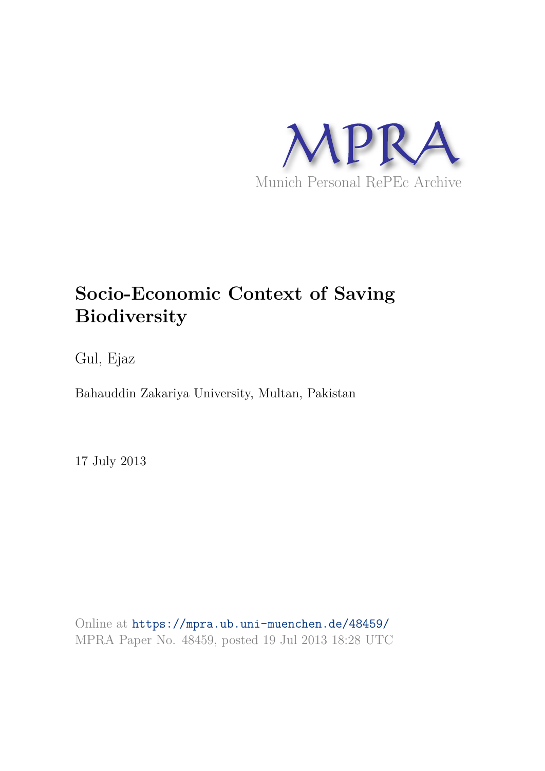MPRA

Munich Personal RePEc Archive

# Socio-Economic Context of Saving Biodiversity

Gul, Ejaz

Bahauddin Zakariya University, Multan, Pakistan

17 July 2013

Online at https://mpra.ub.uni-muenchen.de/48459/
MPRA Paper No. 48459, posted 19 Jul 2013 18:28 UTC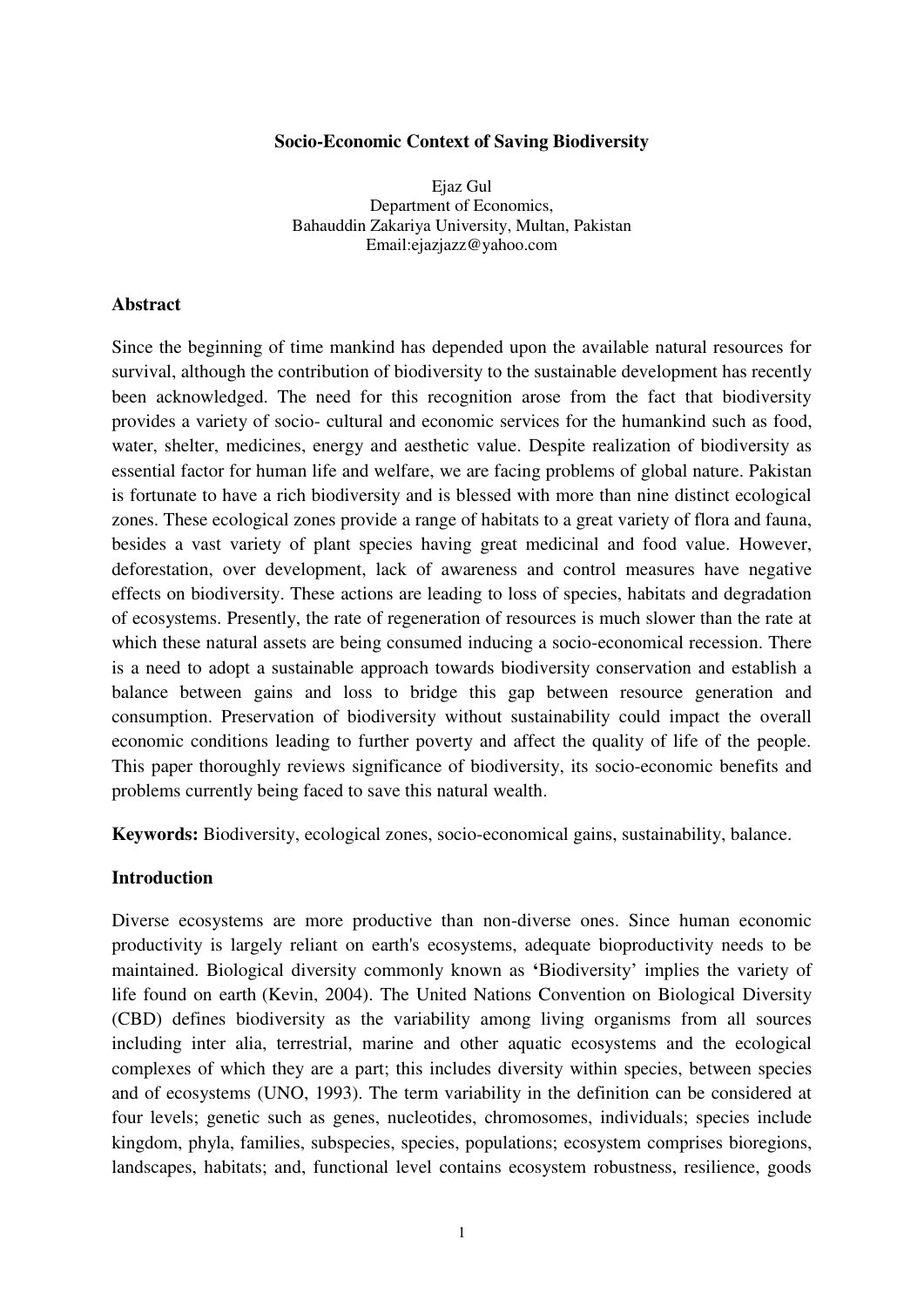**Socio-Economic Context of Saving Biodiversity**

Ejaz Gul
Department of Economics,
Bahauddin Zakariya University, Multan, Pakistan
Email:ejazjazz@yahoo.com

## Abstract

Since the beginning of time mankind has depended upon the available natural resources for survival, although the contribution of biodiversity to the sustainable development has recently been acknowledged. The need for this recognition arose from the fact that biodiversity provides a variety of socio- cultural and economic services for the humankind such as food, water, shelter, medicines, energy and aesthetic value. Despite realization of biodiversity as essential factor for human life and welfare, we are facing problems of global nature. Pakistan is fortunate to have a rich biodiversity and is blessed with more than nine distinct ecological zones. These ecological zones provide a range of habitats to a great variety of flora and fauna, besides a vast variety of plant species having great medicinal and food value. However, deforestation, over development, lack of awareness and control measures have negative effects on biodiversity. These actions are leading to loss of species, habitats and degradation of ecosystems. Presently, the rate of regeneration of resources is much slower than the rate at which these natural assets are being consumed inducing a socio-economical recession. There is a need to adopt a sustainable approach towards biodiversity conservation and establish a balance between gains and loss to bridge this gap between resource generation and consumption. Preservation of biodiversity without sustainability could impact the overall economic conditions leading to further poverty and affect the quality of life of the people. This paper thoroughly reviews significance of biodiversity, its socio-economic benefits and problems currently being faced to save this natural wealth.

**Keywords:** Biodiversity, ecological zones, socio-economical gains, sustainability, balance.

## Introduction

Diverse ecosystems are more productive than non-diverse ones. Since human economic productivity is largely reliant on earth's ecosystems, adequate bioproductivity needs to be maintained. Biological diversity commonly known as **'**Biodiversity' implies the variety of life found on earth (Kevin, 2004). The United Nations Convention on Biological Diversity (CBD) defines biodiversity as the variability among living organisms from all sources including inter alia, terrestrial, marine and other aquatic ecosystems and the ecological complexes of which they are a part; this includes diversity within species, between species and of ecosystems (UNO, 1993). The term variability in the definition can be considered at four levels; genetic such as genes, nucleotides, chromosomes, individuals; species include kingdom, phyla, families, subspecies, species, populations; ecosystem comprises bioregions, landscapes, habitats; and, functional level contains ecosystem robustness, resilience, goods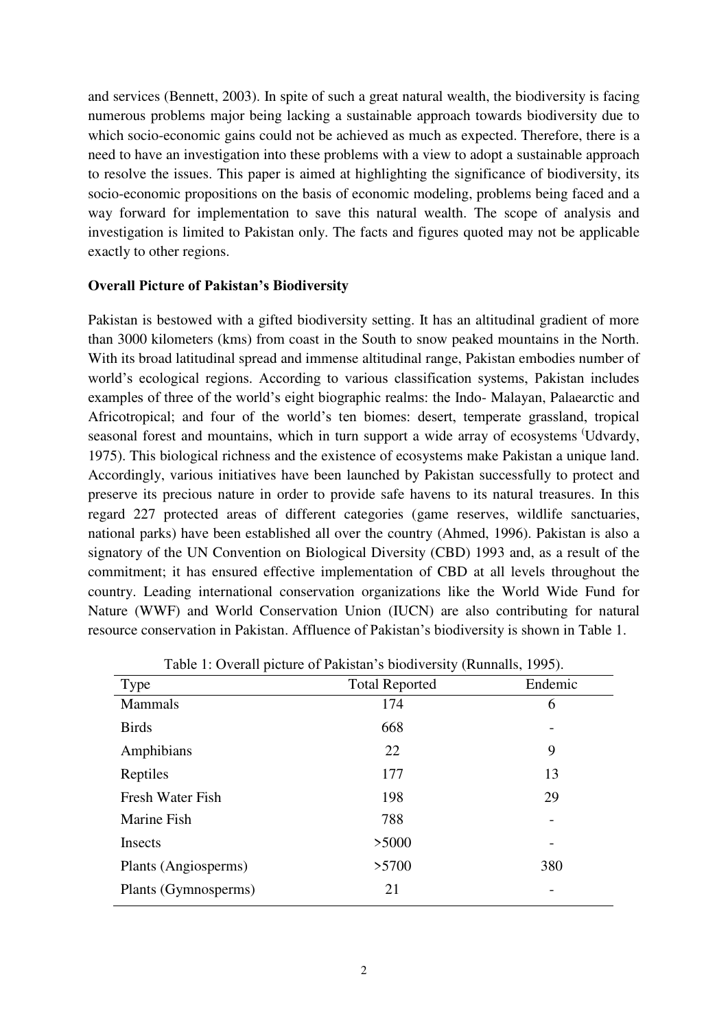and services (Bennett, 2003). In spite of such a great natural wealth, the biodiversity is facing numerous problems major being lacking a sustainable approach towards biodiversity due to which socio-economic gains could not be achieved as much as expected. Therefore, there is a need to have an investigation into these problems with a view to adopt a sustainable approach to resolve the issues. This paper is aimed at highlighting the significance of biodiversity, its socio-economic propositions on the basis of economic modeling, problems being faced and a way forward for implementation to save this natural wealth. The scope of analysis and investigation is limited to Pakistan only. The facts and figures quoted may not be applicable exactly to other regions.

**Overall Picture of Pakistan's Biodiversity**

Pakistan is bestowed with a gifted biodiversity setting. It has an altitudinal gradient of more than 3000 kilometers (kms) from coast in the South to snow peaked mountains in the North. With its broad latitudinal spread and immense altitudinal range, Pakistan embodies number of world's ecological regions. According to various classification systems, Pakistan includes examples of three of the world's eight biographic realms: the Indo- Malayan, Palaearctic and Africotropical; and four of the world's ten biomes: desert, temperate grassland, tropical seasonal forest and mountains, which in turn support a wide array of ecosystems (Udvardy, 1975). This biological richness and the existence of ecosystems make Pakistan a unique land. Accordingly, various initiatives have been launched by Pakistan successfully to protect and preserve its precious nature in order to provide safe havens to its natural treasures. In this regard 227 protected areas of different categories (game reserves, wildlife sanctuaries, national parks) have been established all over the country (Ahmed, 1996). Pakistan is also a signatory of the UN Convention on Biological Diversity (CBD) 1993 and, as a result of the commitment; it has ensured effective implementation of CBD at all levels throughout the country. Leading international conservation organizations like the World Wide Fund for Nature (WWF) and World Conservation Union (IUCN) are also contributing for natural resource conservation in Pakistan. Affluence of Pakistan's biodiversity is shown in Table 1.

Table 1: Overall picture of Pakistan's biodiversity (Runnalls, 1995).

| Type | Total Reported | Endemic |
|---|---|---|
| Mammals | 174 | 6 |
| Birds | 668 | - |
| Amphibians | 22 | 9 |
| Reptiles | 177 | 13 |
| Fresh Water Fish | 198 | 29 |
| Marine Fish | 788 | - |
| Insects | >5000 | - |
| Plants (Angiosperms) | >5700 | 380 |
| Plants (Gymnosperms) | 21 | - |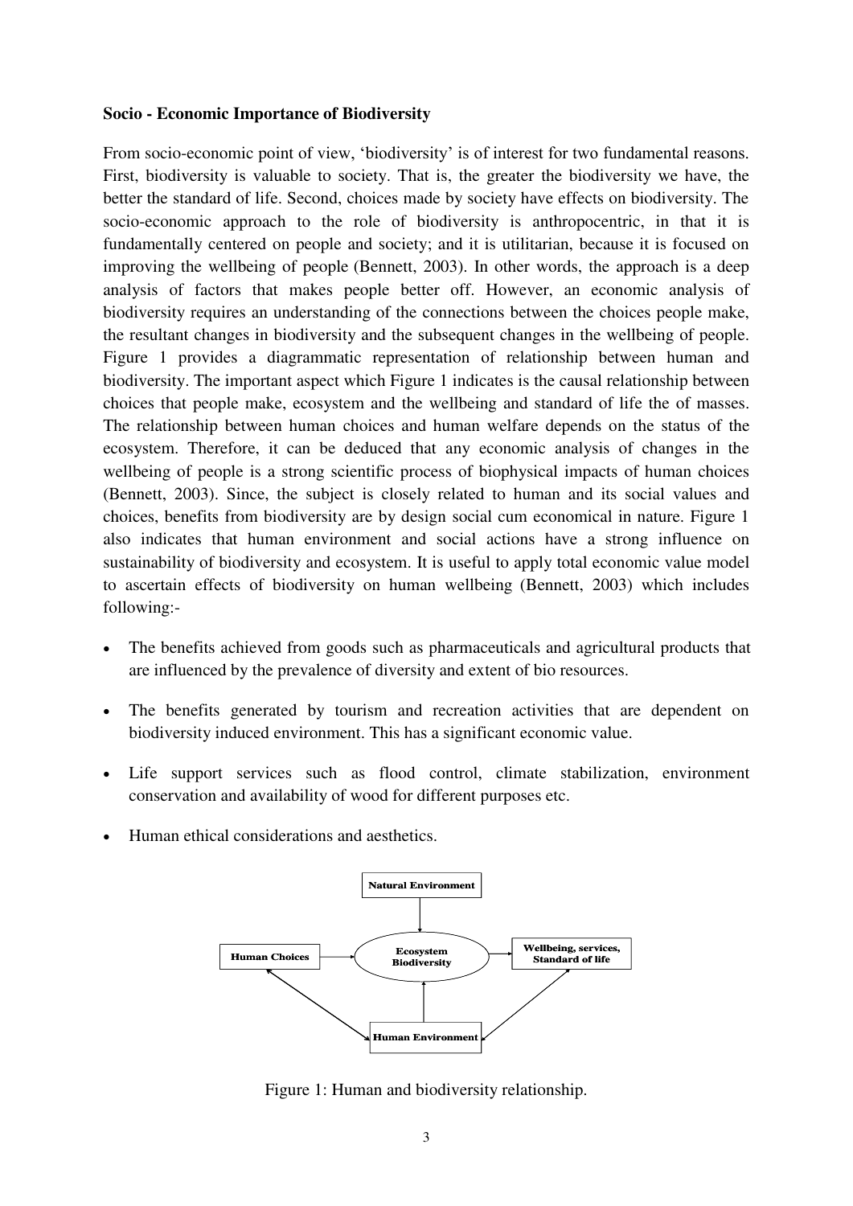**Socio - Economic Importance of Biodiversity**

From socio-economic point of view, 'biodiversity' is of interest for two fundamental reasons. First, biodiversity is valuable to society. That is, the greater the biodiversity we have, the better the standard of life. Second, choices made by society have effects on biodiversity. The socio-economic approach to the role of biodiversity is anthropocentric, in that it is fundamentally centered on people and society; and it is utilitarian, because it is focused on improving the wellbeing of people (Bennett, 2003). In other words, the approach is a deep analysis of factors that makes people better off. However, an economic analysis of biodiversity requires an understanding of the connections between the choices people make, the resultant changes in biodiversity and the subsequent changes in the wellbeing of people. Figure 1 provides a diagrammatic representation of relationship between human and biodiversity. The important aspect which Figure 1 indicates is the causal relationship between choices that people make, ecosystem and the wellbeing and standard of life the of masses. The relationship between human choices and human welfare depends on the status of the ecosystem. Therefore, it can be deduced that any economic analysis of changes in the wellbeing of people is a strong scientific process of biophysical impacts of human choices (Bennett, 2003). Since, the subject is closely related to human and its social values and choices, benefits from biodiversity are by design social cum economical in nature. Figure 1 also indicates that human environment and social actions have a strong influence on sustainability of biodiversity and ecosystem. It is useful to apply total economic value model to ascertain effects of biodiversity on human wellbeing (Bennett, 2003) which includes following:-

- The benefits achieved from goods such as pharmaceuticals and agricultural products that are influenced by the prevalence of diversity and extent of bio resources.
- The benefits generated by tourism and recreation activities that are dependent on biodiversity induced environment. This has a significant economic value.
- Life support services such as flood control, climate stabilization, environment conservation and availability of wood for different purposes etc.
- Human ethical considerations and aesthetics.

Natural Environment

Human Choices → Ecosystem Biodiversity → Wellbeing, services, Standard of life

Human Environment

Figure 1: Human and biodiversity relationship.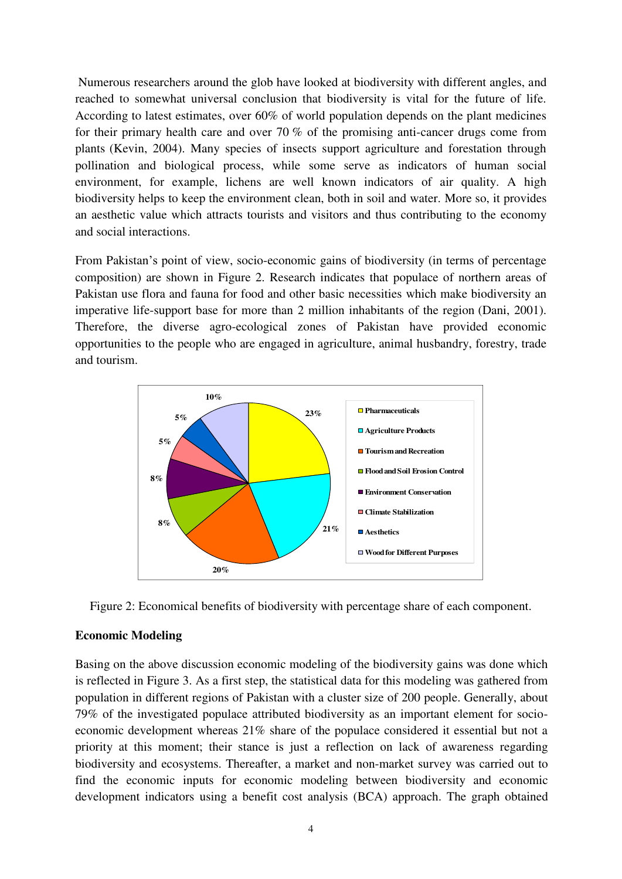Numerous researchers around the glob have looked at biodiversity with different angles, and reached to somewhat universal conclusion that biodiversity is vital for the future of life. According to latest estimates, over 60% of world population depends on the plant medicines for their primary health care and over 70 % of the promising anti-cancer drugs come from plants (Kevin, 2004). Many species of insects support agriculture and forestation through pollination and biological process, while some serve as indicators of human social environment, for example, lichens are well known indicators of air quality. A high biodiversity helps to keep the environment clean, both in soil and water. More so, it provides an aesthetic value which attracts tourists and visitors and thus contributing to the economy and social interactions.

From Pakistan's point of view, socio-economic gains of biodiversity (in terms of percentage composition) are shown in Figure 2. Research indicates that populace of northern areas of Pakistan use flora and fauna for food and other basic necessities which make biodiversity an imperative life-support base for more than 2 million inhabitants of the region (Dani, 2001). Therefore, the diverse agro-ecological zones of Pakistan have provided economic opportunities to the people who are engaged in agriculture, animal husbandry, forestry, trade and tourism.

Figure 2: Economical benefits of biodiversity with percentage share of each component.

## Economic Modeling

Basing on the above discussion economic modeling of the biodiversity gains was done which is reflected in Figure 3. As a first step, the statistical data for this modeling was gathered from population in different regions of Pakistan with a cluster size of 200 people. Generally, about 79% of the investigated populace attributed biodiversity as an important element for socio-economic development whereas 21% share of the populace considered it essential but not a priority at this moment; their stance is just a reflection on lack of awareness regarding biodiversity and ecosystems. Thereafter, a market and non-market survey was carried out to find the economic inputs for economic modeling between biodiversity and economic development indicators using a benefit cost analysis (BCA) approach. The graph obtained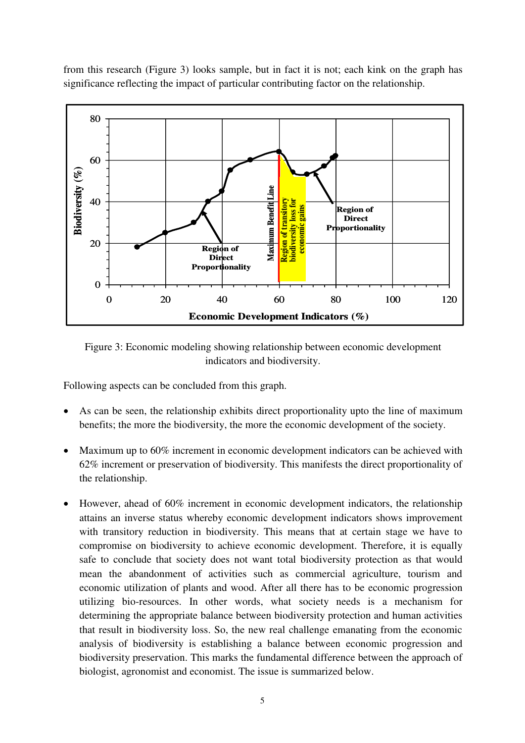from this research (Figure 3) looks sample, but in fact it is not; each kink on the graph has significance reflecting the impact of particular contributing factor on the relationship.

Figure 3: Economic modeling showing relationship between economic development indicators and biodiversity.

Following aspects can be concluded from this graph.

- As can be seen, the relationship exhibits direct proportionality upto the line of maximum benefits; the more the biodiversity, the more the economic development of the society.
- Maximum up to 60% increment in economic development indicators can be achieved with 62% increment or preservation of biodiversity. This manifests the direct proportionality of the relationship.
- However, ahead of 60% increment in economic development indicators, the relationship attains an inverse status whereby economic development indicators shows improvement with transitory reduction in biodiversity. This means that at certain stage we have to compromise on biodiversity to achieve economic development. Therefore, it is equally safe to conclude that society does not want total biodiversity protection as that would mean the abandonment of activities such as commercial agriculture, tourism and economic utilization of plants and wood. After all there has to be economic progression utilizing bio-resources. In other words, what society needs is a mechanism for determining the appropriate balance between biodiversity protection and human activities that result in biodiversity loss. So, the new real challenge emanating from the economic analysis of biodiversity is establishing a balance between economic progression and biodiversity preservation. This marks the fundamental difference between the approach of biologist, agronomist and economist. The issue is summarized below.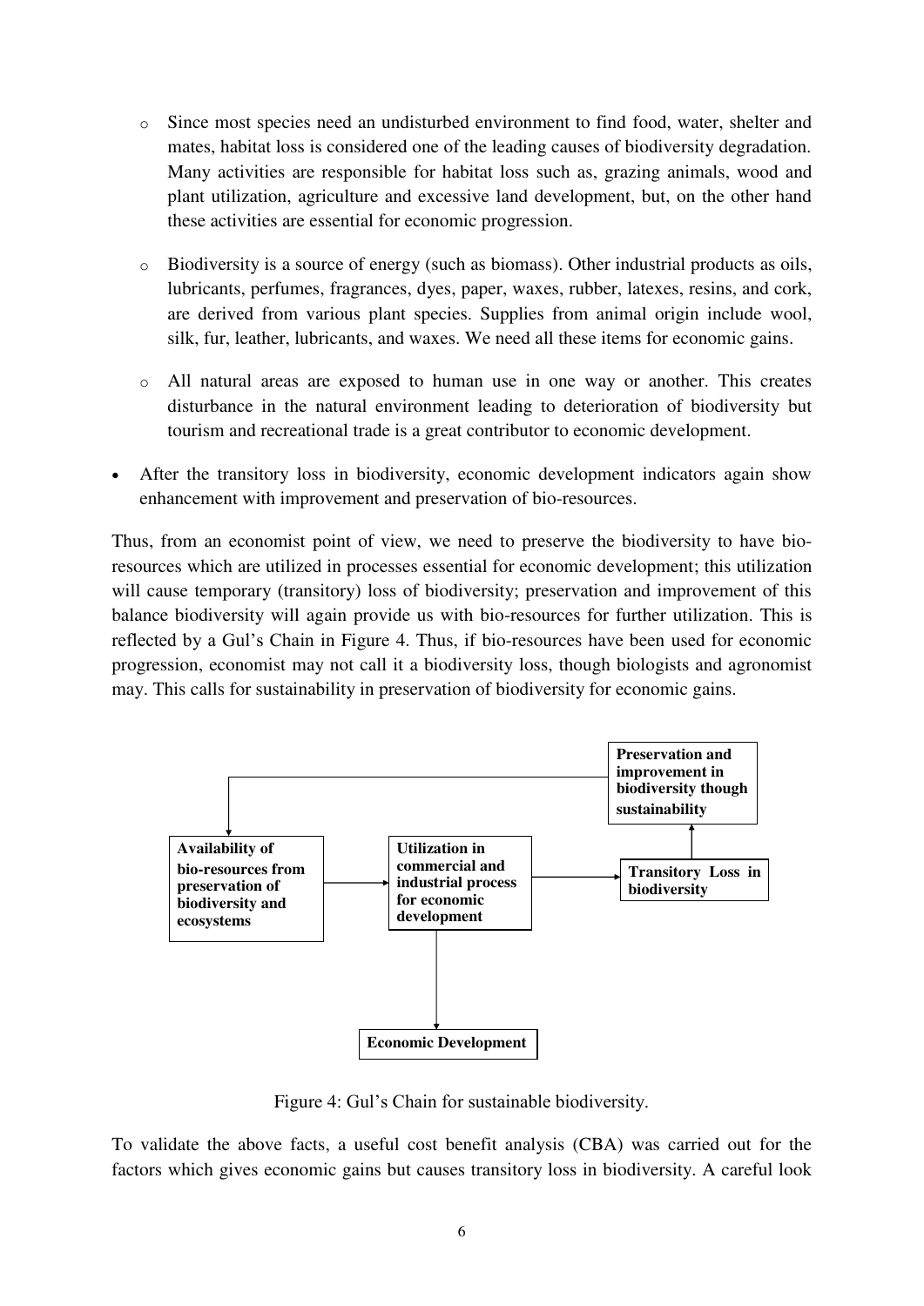- Since most species need an undisturbed environment to find food, water, shelter and mates, habitat loss is considered one of the leading causes of biodiversity degradation. Many activities are responsible for habitat loss such as, grazing animals, wood and plant utilization, agriculture and excessive land development, but, on the other hand these activities are essential for economic progression.

  - Biodiversity is a source of energy (such as biomass). Other industrial products as oils, lubricants, perfumes, fragrances, dyes, paper, waxes, rubber, latexes, resins, and cork, are derived from various plant species. Supplies from animal origin include wool, silk, fur, leather, lubricants, and waxes. We need all these items for economic gains.

  - All natural areas are exposed to human use in one way or another. This creates disturbance in the natural environment leading to deterioration of biodiversity but tourism and recreational trade is a great contributor to economic development.

- After the transitory loss in biodiversity, economic development indicators again show enhancement with improvement and preservation of bio-resources.

Thus, from an economist point of view, we need to preserve the biodiversity to have bio-resources which are utilized in processes essential for economic development; this utilization will cause temporary (transitory) loss of biodiversity; preservation and improvement of this balance biodiversity will again provide us with bio-resources for further utilization. This is reflected by a Gul's Chain in Figure 4. Thus, if bio-resources have been used for economic progression, economist may not call it a biodiversity loss, though biologists and agronomist may. This calls for sustainability in preservation of biodiversity for economic gains.

**Availability of bio-resources from preservation of biodiversity and ecosystems** → **Utilization in commercial and industrial process for economic development** → **Transitory Loss in biodiversity** → **Preservation and improvement in biodiversity though sustainability** → (back to) **Availability of bio-resources from preservation of biodiversity and ecosystems**

**Utilization in commercial and industrial process for economic development** → **Economic Development**

Figure 4: Gul's Chain for sustainable biodiversity.

To validate the above facts, a useful cost benefit analysis (CBA) was carried out for the factors which gives economic gains but causes transitory loss in biodiversity. A careful look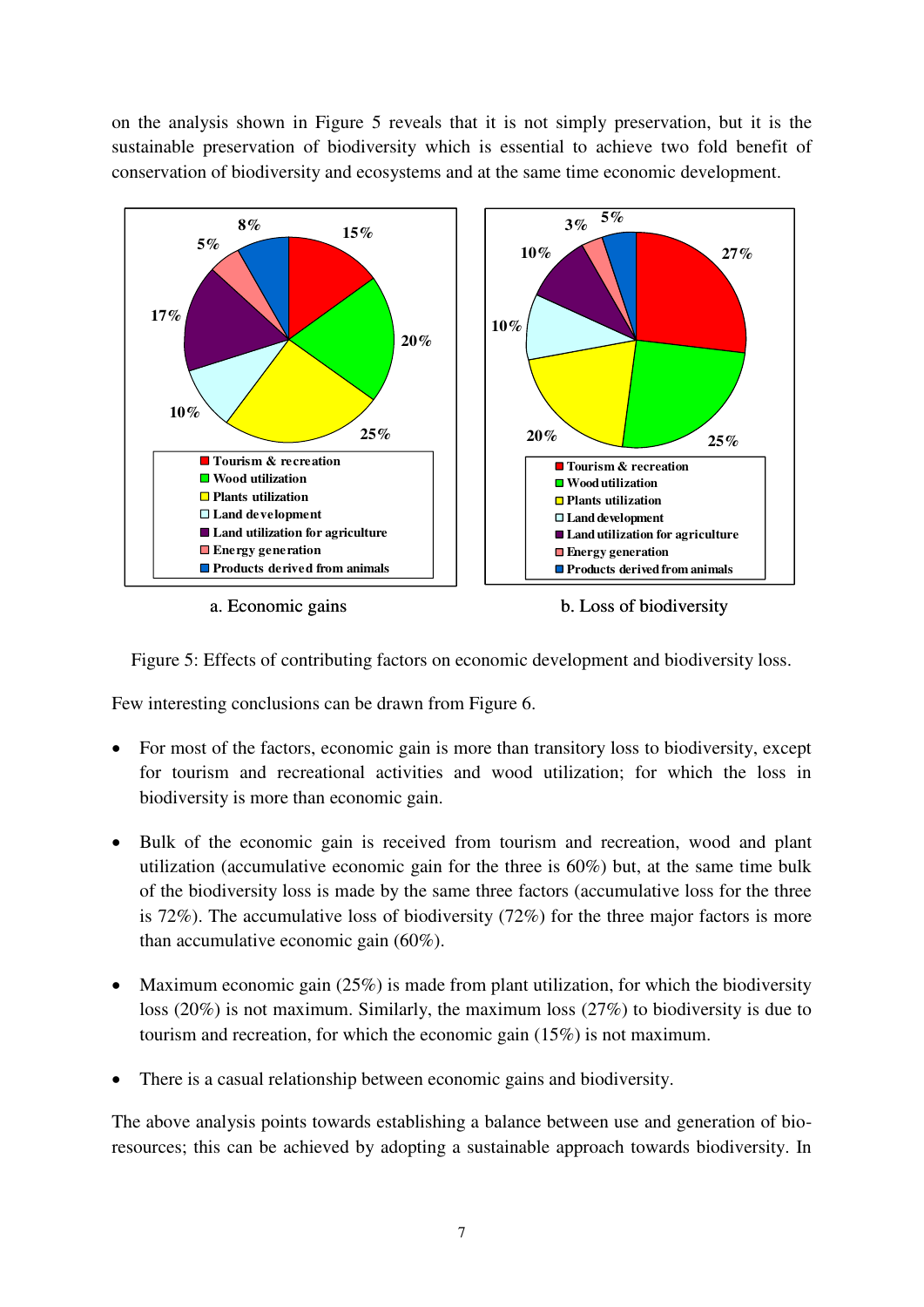on the analysis shown in Figure 5 reveals that it is not simply preservation, but it is the sustainable preservation of biodiversity which is essential to achieve two fold benefit of conservation of biodiversity and ecosystems and at the same time economic development.

a. Economic gains

b. Loss of biodiversity

Figure 5: Effects of contributing factors on economic development and biodiversity loss.

Few interesting conclusions can be drawn from Figure 6.

- For most of the factors, economic gain is more than transitory loss to biodiversity, except for tourism and recreational activities and wood utilization; for which the loss in biodiversity is more than economic gain.
- Bulk of the economic gain is received from tourism and recreation, wood and plant utilization (accumulative economic gain for the three is 60%) but, at the same time bulk of the biodiversity loss is made by the same three factors (accumulative loss for the three is 72%). The accumulative loss of biodiversity (72%) for the three major factors is more than accumulative economic gain (60%).
- Maximum economic gain (25%) is made from plant utilization, for which the biodiversity loss (20%) is not maximum. Similarly, the maximum loss (27%) to biodiversity is due to tourism and recreation, for which the economic gain (15%) is not maximum.
- There is a casual relationship between economic gains and biodiversity.

The above analysis points towards establishing a balance between use and generation of bio-resources; this can be achieved by adopting a sustainable approach towards biodiversity. In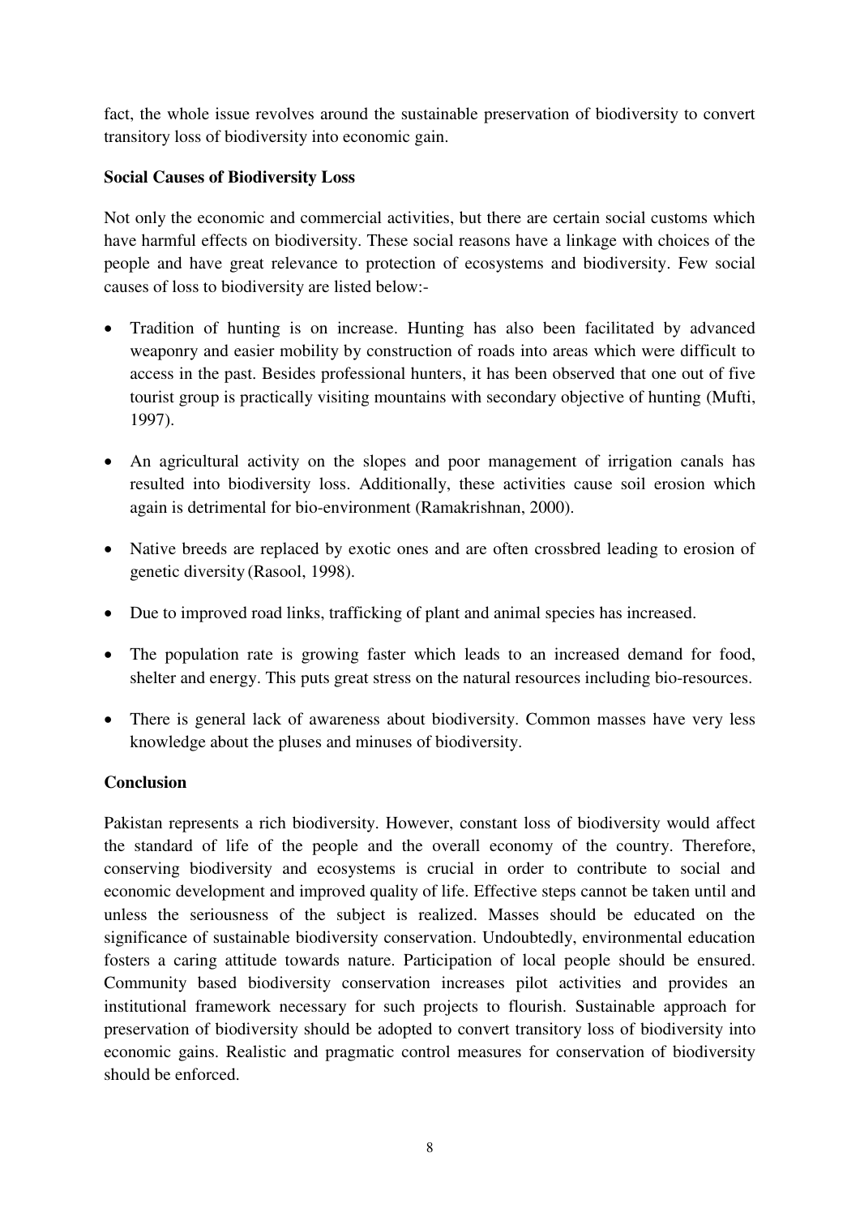fact, the whole issue revolves around the sustainable preservation of biodiversity to convert transitory loss of biodiversity into economic gain.

**Social Causes of Biodiversity Loss**

Not only the economic and commercial activities, but there are certain social customs which have harmful effects on biodiversity. These social reasons have a linkage with choices of the people and have great relevance to protection of ecosystems and biodiversity. Few social causes of loss to biodiversity are listed below:-

- Tradition of hunting is on increase. Hunting has also been facilitated by advanced weaponry and easier mobility by construction of roads into areas which were difficult to access in the past. Besides professional hunters, it has been observed that one out of five tourist group is practically visiting mountains with secondary objective of hunting (Mufti, 1997).
- An agricultural activity on the slopes and poor management of irrigation canals has resulted into biodiversity loss. Additionally, these activities cause soil erosion which again is detrimental for bio-environment (Ramakrishnan, 2000).
- Native breeds are replaced by exotic ones and are often crossbred leading to erosion of genetic diversity (Rasool, 1998).
- Due to improved road links, trafficking of plant and animal species has increased.
- The population rate is growing faster which leads to an increased demand for food, shelter and energy. This puts great stress on the natural resources including bio-resources.
- There is general lack of awareness about biodiversity. Common masses have very less knowledge about the pluses and minuses of biodiversity.

**Conclusion**

Pakistan represents a rich biodiversity. However, constant loss of biodiversity would affect the standard of life of the people and the overall economy of the country. Therefore, conserving biodiversity and ecosystems is crucial in order to contribute to social and economic development and improved quality of life. Effective steps cannot be taken until and unless the seriousness of the subject is realized. Masses should be educated on the significance of sustainable biodiversity conservation. Undoubtedly, environmental education fosters a caring attitude towards nature. Participation of local people should be ensured. Community based biodiversity conservation increases pilot activities and provides an institutional framework necessary for such projects to flourish. Sustainable approach for preservation of biodiversity should be adopted to convert transitory loss of biodiversity into economic gains. Realistic and pragmatic control measures for conservation of biodiversity should be enforced.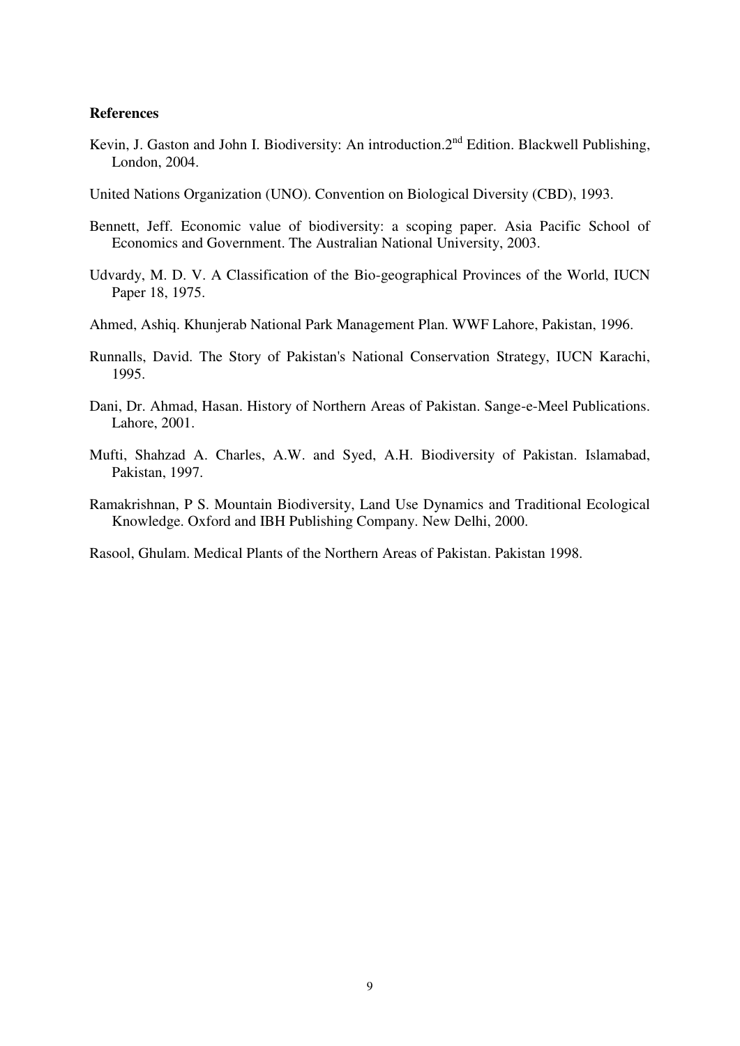**References**

Kevin, J. Gaston and John I. Biodiversity: An introduction.2nd Edition. Blackwell Publishing, London, 2004.

United Nations Organization (UNO). Convention on Biological Diversity (CBD), 1993.

Bennett, Jeff. Economic value of biodiversity: a scoping paper. Asia Pacific School of Economics and Government. The Australian National University, 2003.

Udvardy, M. D. V. A Classification of the Bio-geographical Provinces of the World, IUCN Paper 18, 1975.

Ahmed, Ashiq. Khunjerab National Park Management Plan. WWF Lahore, Pakistan, 1996.

Runnalls, David. The Story of Pakistan's National Conservation Strategy, IUCN Karachi, 1995.

Dani, Dr. Ahmad, Hasan. History of Northern Areas of Pakistan. Sange-e-Meel Publications. Lahore, 2001.

Mufti, Shahzad A. Charles, A.W. and Syed, A.H. Biodiversity of Pakistan. Islamabad, Pakistan, 1997.

Ramakrishnan, P S. Mountain Biodiversity, Land Use Dynamics and Traditional Ecological Knowledge. Oxford and IBH Publishing Company. New Delhi, 2000.

Rasool, Ghulam. Medical Plants of the Northern Areas of Pakistan. Pakistan 1998.